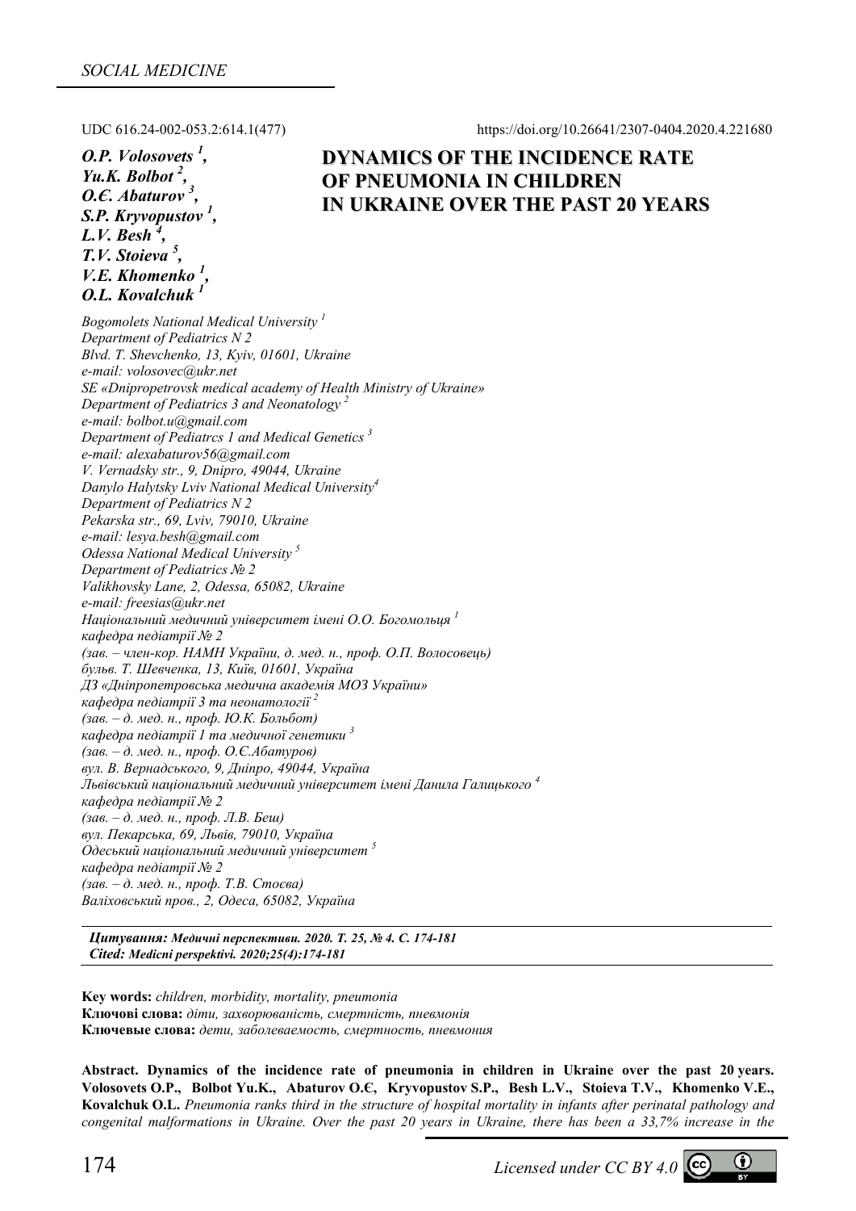*SOCIAL MEDICINE*

UDC 616.24-002-053.2:614.1(477)

https://doi.org/10.26641/2307-0404.2020.4.221680

***O.P. Volosovets*** [1], 
***Yu.K. Bolbot*** [2], 
***O.Є. Abaturov*** [3], 
***S.P. Kryvopustov*** [1], 
***L.V. Besh*** [4], 
***T.V. Stoieva*** [5], 
***V.E. Khomenko*** [1], 
***O.L. Kovalchuk*** [1]

# DYNAMICS OF THE INCIDENCE RATE OF PNEUMONIA IN CHILDREN IN UKRAINE OVER THE PAST 20 YEARS

*Bogomolets National Medical University* [1]
*Department of Pediatrics N 2*
*Blvd. T. Shevchenko, 13, Kyiv, 01601, Ukraine*
*e-mail: volosovec@ukr.net*
*SE «Dnipropetrovsk medical academy of Health Ministry of Ukraine»*
*Department of Pediatrics 3 and Neonatology* [2]
*e-mail: bolbot.u@gmail.com*
*Department of Pediatrcs 1 and Medical Genetics* [3]
*e-mail: alexabaturov56@gmail.com*
*V. Vernadsky str., 9, Dnipro, 49044, Ukraine*
*Danylo Halytsky Lviv National Medical University* [4]
*Department of Pediatrics N 2*
*Pekarska str., 69, Lviv, 79010, Ukraine*
*e-mail: lesya.besh@gmail.com*
*Odessa National Medical University* [5]
*Department of Pediatrics № 2*
*Valikhovsky Lane, 2, Odessa, 65082, Ukraine*
*e-mail: freesias@ukr.net*
*Національний медичний університет імені О.О. Богомольця* [1]
*кафедра педіатрії № 2*
*(зав. – член-кор. НАМН України, д. мед. н., проф. О.П. Волосовець)*
*бульв. Т. Шевченка, 13, Київ, 01601, Україна*
*ДЗ «Дніпропетровська медична академія МОЗ України»*
*кафедра педіатрії 3 та неонатології* [2]
*(зав. – д. мед. н., проф. Ю.К. Больбот)*
*кафедра педіатрії 1 та медичної генетики* [3]
*(зав. – д. мед. н., проф. О.Є.Абатуров)*
*вул. В. Вернадського, 9, Дніпро, 49044, Україна*
*Львівський національний медичний університет імені Данила Галицького* [4]
*кафедра педіатрії № 2*
*(зав. – д. мед. н., проф. Л.В. Беш)*
*вул. Пекарська, 69, Львів, 79010, Україна*
*Одеський національний медичний університет* [5]
*кафедра педіатрії № 2*
*(зав. – д. мед. н., проф. Т.В. Стоєва)*
*Валіховський пров., 2, Одеса, 65082, Україна*

***Цитування:*** ***Медичні перспективи. 2020. Т. 25, № 4. С. 174-181***
***Cited:*** ***Medicni perspektivi. 2020;25(4):174-181***

**Key words:** *children, morbidity, mortality, pneumonia*
**Ключові слова:** *діти, захворюваність, смертність, пневмонія*
**Ключевые слова:** *дети, заболеваемость, смертность, пневмония*

**Abstract. Dynamics of the incidence rate of pneumonia in children in Ukraine over the past 20 years. Volosovets O.P., Bolbot Yu.K., Abaturov O.Є, Kryvopustov S.P., Besh L.V., Stoieva T.V., Khomenko V.E., Kovalchuk O.L.** *Pneumonia ranks third in the structure of hospital mortality in infants after perinatal pathology and congenital malformations in Ukraine. Over the past 20 years in Ukraine, there has been a 33,7% increase in the*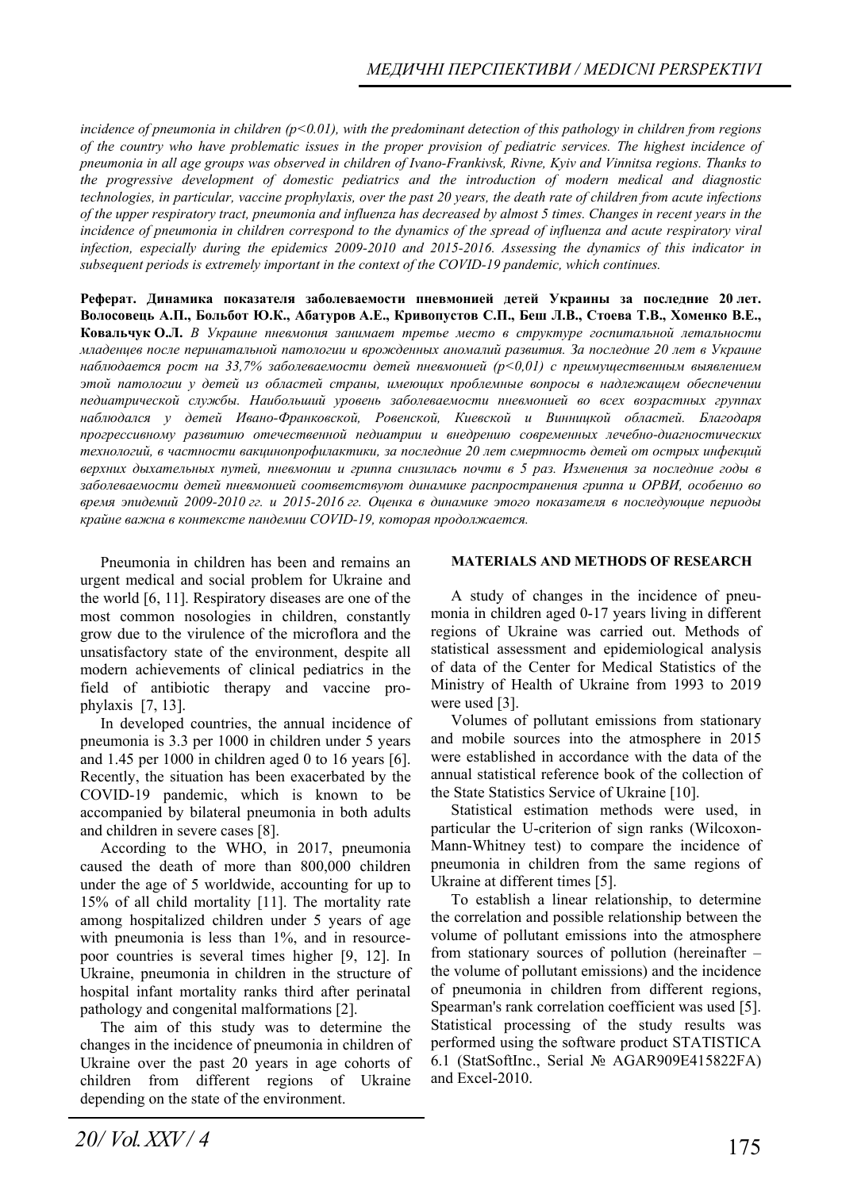*incidence of pneumonia in children (p<0.01), with the predominant detection of this pathology in children from regions of the country who have problematic issues in the proper provision of pediatric services. The highest incidence of pneumonia in all age groups was observed in children of Ivano-Frankivsk, Rivne, Kyiv and Vinnitsa regions. Thanks to the progressive development of domestic pediatrics and the introduction of modern medical and diagnostic technologies, in particular, vaccine prophylaxis, over the past 20 years, the death rate of children from acute infections of the upper respiratory tract, pneumonia and influenza has decreased by almost 5 times. Changes in recent years in the incidence of pneumonia in children correspond to the dynamics of the spread of influenza and acute respiratory viral infection, especially during the epidemics 2009-2010 and 2015-2016. Assessing the dynamics of this indicator in subsequent periods is extremely important in the context of the COVID-19 pandemic, which continues.*

**Реферат. Динамика показателя заболеваемости пневмонией детей Украины за последние 20 лет. Волосовець А.П., Больбот Ю.К., Абатуров А.Е., Кривопустов С.П., Беш Л.В., Стоева Т.В., Хоменко В.Е., Ковальчук О.Л.** *В Украине пневмония занимает третье место в структуре госпитальной летальности младенцев после перинатальной патологии и врожденных аномалий развития. За последние 20 лет в Украине наблюдается рост на 33,7% заболеваемости детей пневмонией (p<0,01) с преимущественным выявлением этой патологии у детей из областей страны, имеющих проблемные вопросы в надлежащем обеспечении педиатрической службы. Наибольший уровень заболеваемости пневмонией во всех возрастных группах наблюдался у детей Ивано-Франковской, Ровенской, Киевской и Винницкой областей. Благодаря прогрессивному развитию отечественной педиатрии и внедрению современных лечебно-диагностических технологий, в частности вакцинопрофилактики, за последние 20 лет смертность детей от острых инфекций верхних дыхательных путей, пневмонии и гриппа снизилась почти в 5 раз. Изменения за последние годы в заболеваемости детей пневмонией соответствуют динамике распространения гриппа и ОРВИ, особенно во время эпидемий 2009-2010 гг. и 2015-2016 гг. Оценка в динамике этого показателя в последующие периоды крайне важна в контексте пандемии COVID-19, которая продолжается.*

Pneumonia in children has been and remains an urgent medical and social problem for Ukraine and the world [6, 11]. Respiratory diseases are one of the most common nosologies in children, constantly grow due to the virulence of the microflora and the unsatisfactory state of the environment, despite all modern achievements of clinical pediatrics in the field of antibiotic therapy and vaccine prophylaxis [7, 13].

In developed countries, the annual incidence of pneumonia is 3.3 per 1000 in children under 5 years and 1.45 per 1000 in children aged 0 to 16 years [6]. Recently, the situation has been exacerbated by the COVID-19 pandemic, which is known to be accompanied by bilateral pneumonia in both adults and children in severe cases [8].

According to the WHO, in 2017, pneumonia caused the death of more than 800,000 children under the age of 5 worldwide, accounting for up to 15% of all child mortality [11]. The mortality rate among hospitalized children under 5 years of age with pneumonia is less than 1%, and in resource-poor countries is several times higher [9, 12]. In Ukraine, pneumonia in children in the structure of hospital infant mortality ranks third after perinatal pathology and congenital malformations [2].

The aim of this study was to determine the changes in the incidence of pneumonia in children of Ukraine over the past 20 years in age cohorts of children from different regions of Ukraine depending on the state of the environment.

## MATERIALS AND METHODS OF RESEARCH

A study of changes in the incidence of pneumonia in children aged 0-17 years living in different regions of Ukraine was carried out. Methods of statistical assessment and epidemiological analysis of data of the Center for Medical Statistics of the Ministry of Health of Ukraine from 1993 to 2019 were used [3].

Volumes of pollutant emissions from stationary and mobile sources into the atmosphere in 2015 were established in accordance with the data of the annual statistical reference book of the collection of the State Statistics Service of Ukraine [10].

Statistical estimation methods were used, in particular the U-criterion of sign ranks (Wilcoxon-Mann-Whitney test) to compare the incidence of pneumonia in children from the same regions of Ukraine at different times [5].

To establish a linear relationship, to determine the correlation and possible relationship between the volume of pollutant emissions into the atmosphere from stationary sources of pollution (hereinafter – the volume of pollutant emissions) and the incidence of pneumonia in children from different regions, Spearman's rank correlation coefficient was used [5]. Statistical processing of the study results was performed using the software product STATISTICA 6.1 (StatSoftInc., Serial № AGAR909E415822FA) and Excel-2010.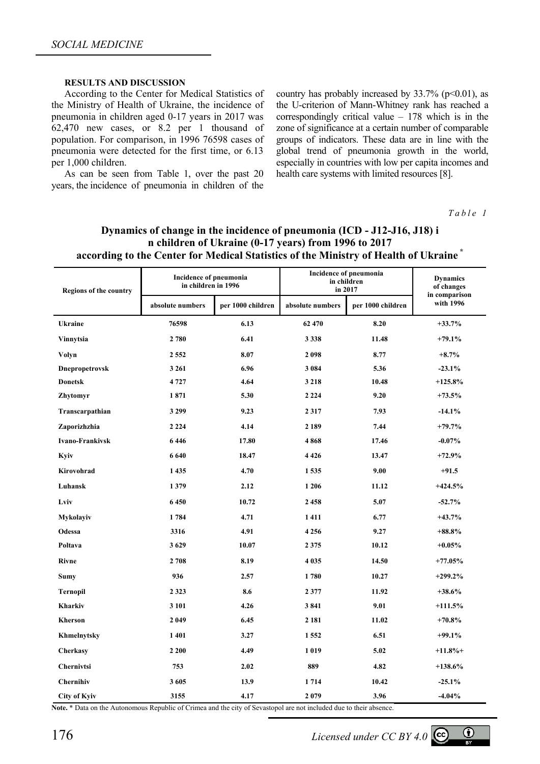### RESULTS AND DISCUSSION

According to the Center for Medical Statistics of the Ministry of Health of Ukraine, the incidence of pneumonia in children aged 0-17 years in 2017 was 62,470 new cases, or 8.2 per 1 thousand of population. For comparison, in 1996 76598 cases of pneumonia were detected for the first time, or 6.13 per 1,000 children.

As can be seen from Table 1, over the past 20 years, the incidence of pneumonia in children of the country has probably increased by 33.7% ($p<0.01$), as the U-criterion of Mann-Whitney rank has reached a correspondingly critical value – 178 which is in the zone of significance at a certain number of comparable groups of indicators. These data are in line with the global trend of pneumonia growth in the world, especially in countries with low per capita incomes and health care systems with limited resources [8].

*Table 1*

**Dynamics of change in the incidence of pneumonia (ICD - J12-J16, J18) in children of Ukraine (0-17 years) from 1996 to 2017 according to the Center for Medical Statistics of the Ministry of Health of Ukraine** *

| Regions of the country | Incidence of pneumonia in children in 1996 | | Incidence of pneumonia in children in 2017 | | Dynamics of changes in comparison with 1996 |
|---|---|---|---|---|---|
| | absolute numbers | per 1000 children | absolute numbers | per 1000 children | |
| **Ukraine** | **76598** | **6.13** | **62 470** | **8.20** | **+33.7%** |
| **Vinnytsia** | **2 780** | **6.41** | **3 338** | **11.48** | **+79.1%** |
| **Volyn** | **2 552** | **8.07** | **2 098** | **8.77** | **+8.7%** |
| **Dnepropetrovsk** | **3 261** | **6.96** | **3 084** | **5.36** | **-23.1%** |
| **Donetsk** | **4 727** | **4.64** | **3 218** | **10.48** | **+125.8%** |
| **Zhytomyr** | **1 871** | **5.30** | **2 224** | **9.20** | **+73.5%** |
| **Transcarpathian** | **3 299** | **9.23** | **2 317** | **7.93** | **-14.1%** |
| **Zaporizhzhia** | **2 224** | **4.14** | **2 189** | **7.44** | **+79.7%** |
| **Ivano-Frankivsk** | **6 446** | **17.80** | **4 868** | **17.46** | **-0.07%** |
| **Kyiv** | **6 640** | **18.47** | **4 426** | **13.47** | **+72.9%** |
| **Kirovohrad** | **1 435** | **4.70** | **1 535** | **9.00** | **+91.5** |
| **Luhansk** | **1 379** | **2.12** | **1 206** | **11.12** | **+424.5%** |
| **Lviv** | **6 450** | **10.72** | **2 458** | **5.07** | **-52.7%** |
| **Mykolayiv** | **1 784** | **4.71** | **1 411** | **6.77** | **+43.7%** |
| **Odessa** | **3316** | **4.91** | **4 256** | **9.27** | **+88.8%** |
| **Poltava** | **3 629** | **10.07** | **2 375** | **10.12** | **+0.05%** |
| **Rivne** | **2 708** | **8.19** | **4 035** | **14.50** | **+77.05%** |
| **Sumy** | **936** | **2.57** | **1 780** | **10.27** | **+299.2%** |
| **Ternopil** | **2 323** | **8.6** | **2 377** | **11.92** | **+38.6%** |
| **Kharkiv** | **3 101** | **4.26** | **3 841** | **9.01** | **+111.5%** |
| **Kherson** | **2 049** | **6.45** | **2 181** | **11.02** | **+70.8%** |
| **Khmelnytsky** | **1 401** | **3.27** | **1 552** | **6.51** | **+99.1%** |
| **Cherkasy** | **2 200** | **4.49** | **1 019** | **5.02** | **+11.8%+** |
| **Chernivtsi** | **753** | **2.02** | **889** | **4.82** | **+138.6%** |
| **Chernihiv** | **3 605** | **13.9** | **1 714** | **10.42** | **-25.1%** |
| **City of Kyiv** | **3155** | **4.17** | **2 079** | **3.96** | **-4.04%** |

**Note.** * Data on the Autonomous Republic of Crimea and the city of Sevastopol are not included due to their absence.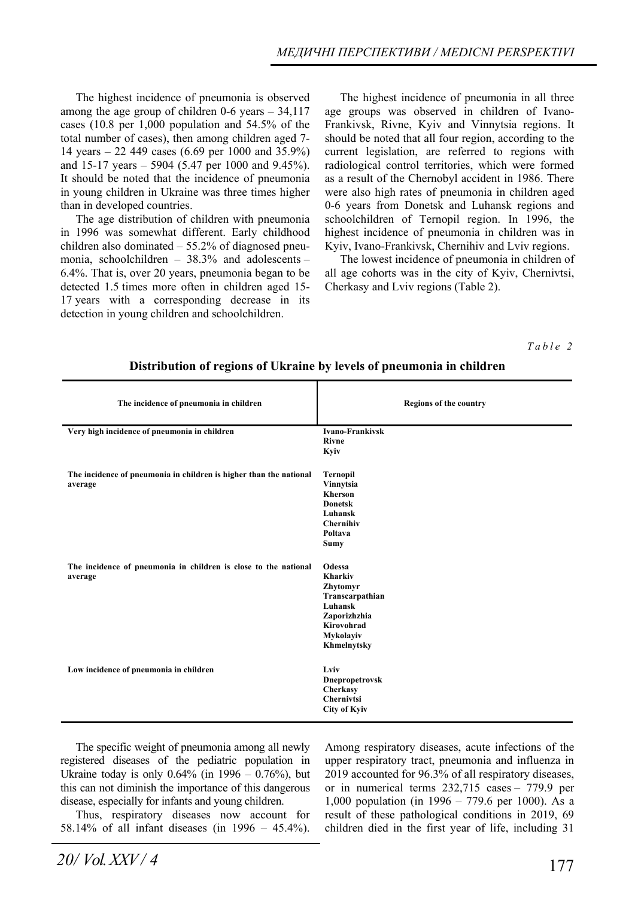The highest incidence of pneumonia is observed among the age group of children 0-6 years – 34,117 cases (10.8 per 1,000 population and 54.5% of the total number of cases), then among children aged 7-14 years – 22 449 cases (6.69 per 1000 and 35.9%) and 15-17 years – 5904 (5.47 per 1000 and 9.45%). It should be noted that the incidence of pneumonia in young children in Ukraine was three times higher than in developed countries.

The age distribution of children with pneumonia in 1996 was somewhat different. Early childhood children also dominated – 55.2% of diagnosed pneumonia, schoolchildren – 38.3% and adolescents – 6.4%. That is, over 20 years, pneumonia began to be detected 1.5 times more often in children aged 15-17 years with a corresponding decrease in its detection in young children and schoolchildren.

The highest incidence of pneumonia in all three age groups was observed in children of Ivano-Frankivsk, Rivne, Kyiv and Vinnytsia regions. It should be noted that all four region, according to the current legislation, are referred to regions with radiological control territories, which were formed as a result of the Chernobyl accident in 1986. There were also high rates of pneumonia in children aged 0-6 years from Donetsk and Luhansk regions and schoolchildren of Ternopil region. In 1996, the highest incidence of pneumonia in children was in Kyiv, Ivano-Frankivsk, Chernihiv and Lviv regions.

The lowest incidence of pneumonia in children of all age cohorts was in the city of Kyiv, Chernivtsi, Cherkasy and Lviv regions (Table 2).

*Table 2*

**Distribution of regions of Ukraine by levels of pneumonia in children**

| The incidence of pneumonia in children | Regions of the country |
|---|---|
| Very high incidence of pneumonia in children | Ivano-Frankivsk<br>Rivne<br>Kyiv |
| The incidence of pneumonia in children is higher than the national average | Ternopil<br>Vinnytsia<br>Kherson<br>Donetsk<br>Luhansk<br>Chernihiv<br>Poltava<br>Sumy |
| The incidence of pneumonia in children is close to the national average | Odessa<br>Kharkiv<br>Zhytomyr<br>Transcarpathian<br>Luhansk<br>Zaporizhzhia<br>Kirovohrad<br>Mykolayiv<br>Khmelnytsky |
| Low incidence of pneumonia in children | Lviv<br>Dnepropetrovsk<br>Cherkasy<br>Chernivtsi<br>City of Kyiv |

The specific weight of pneumonia among all newly registered diseases of the pediatric population in Ukraine today is only 0.64% (in 1996 – 0.76%), but this can not diminish the importance of this dangerous disease, especially for infants and young children.

Thus, respiratory diseases now account for 58.14% of all infant diseases (in 1996 – 45.4%). Among respiratory diseases, acute infections of the upper respiratory tract, pneumonia and influenza in 2019 accounted for 96.3% of all respiratory diseases, or in numerical terms 232,715 cases – 779.9 per 1,000 population (in 1996 – 779.6 per 1000). As a result of these pathological conditions in 2019, 69 children died in the first year of life, including 31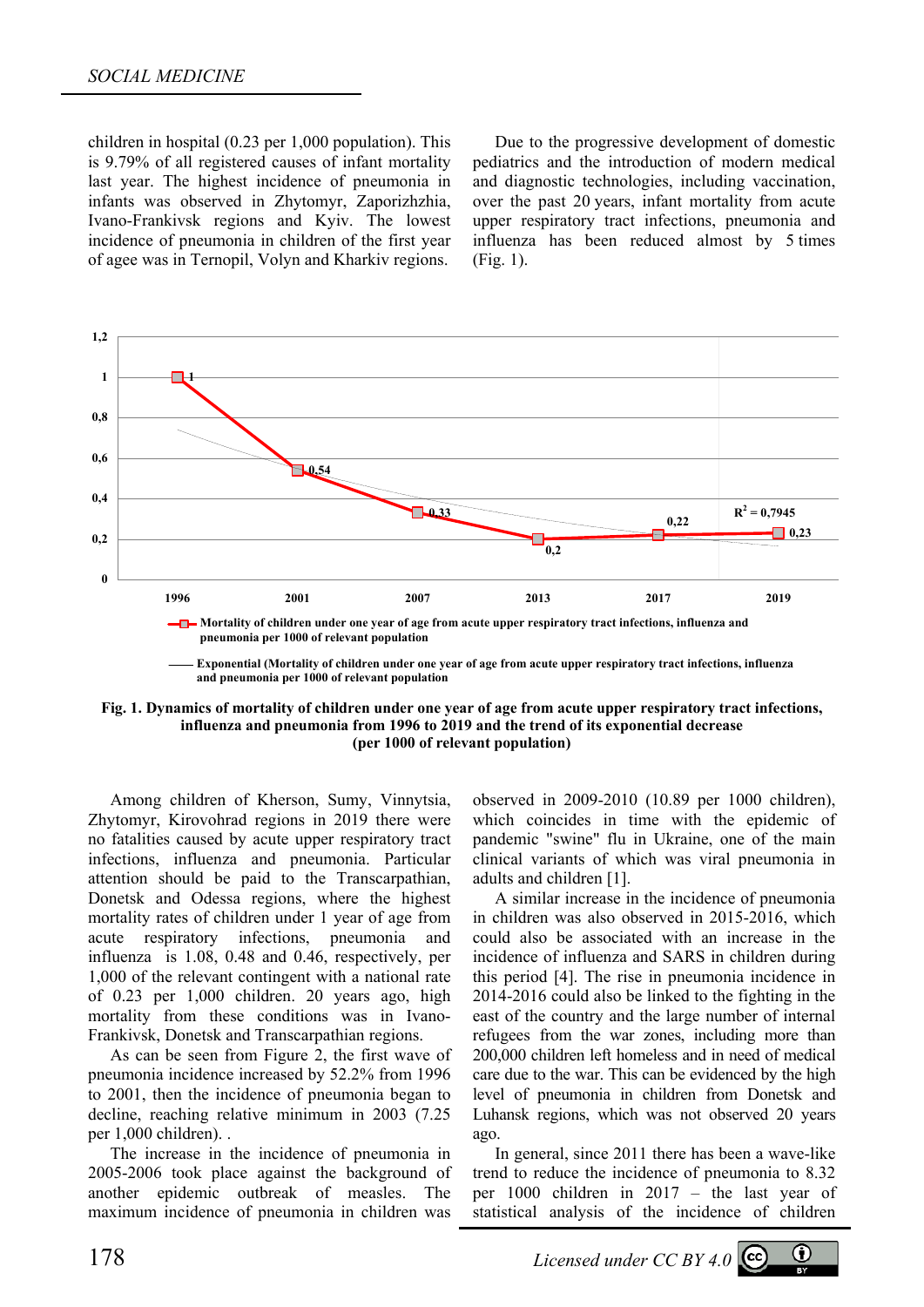children in hospital (0.23 per 1,000 population). This is 9.79% of all registered causes of infant mortality last year. The highest incidence of pneumonia in infants was observed in Zhytomyr, Zaporizhzhia, Ivano-Frankivsk regions and Kyiv. The lowest incidence of pneumonia in children of the first year of agee was in Ternopil, Volyn and Kharkiv regions.

Due to the progressive development of domestic pediatrics and the introduction of modern medical and diagnostic technologies, including vaccination, over the past 20 years, infant mortality from acute upper respiratory tract infections, pneumonia and influenza has been reduced almost by 5 times (Fig. 1).

**Fig. 1. Dynamics of mortality of children under one year of age from acute upper respiratory tract infections, influenza and pneumonia from 1996 to 2019 and the trend of its exponential decrease (per 1000 of relevant population)**

Among children of Kherson, Sumy, Vinnytsia, Zhytomyr, Kirovohrad regions in 2019 there were no fatalities caused by acute upper respiratory tract infections, influenza and pneumonia. Particular attention should be paid to the Transcarpathian, Donetsk and Odessa regions, where the highest mortality rates of children under 1 year of age from acute respiratory infections, pneumonia and influenza is 1.08, 0.48 and 0.46, respectively, per 1,000 of the relevant contingent with a national rate of 0.23 per 1,000 children. 20 years ago, high mortality from these conditions was in Ivano-Frankivsk, Donetsk and Transcarpathian regions.

As can be seen from Figure 2, the first wave of pneumonia incidence increased by 52.2% from 1996 to 2001, then the incidence of pneumonia began to decline, reaching relative minimum in 2003 (7.25 per 1,000 children). .

The increase in the incidence of pneumonia in 2005-2006 took place against the background of another epidemic outbreak of measles. The maximum incidence of pneumonia in children was observed in 2009-2010 (10.89 per 1000 children), which coincides in time with the epidemic of pandemic "swine" flu in Ukraine, one of the main clinical variants of which was viral pneumonia in adults and children [1].

A similar increase in the incidence of pneumonia in children was also observed in 2015-2016, which could also be associated with an increase in the incidence of influenza and SARS in children during this period [4]. The rise in pneumonia incidence in 2014-2016 could also be linked to the fighting in the east of the country and the large number of internal refugees from the war zones, including more than 200,000 children left homeless and in need of medical care due to the war. This can be evidenced by the high level of pneumonia in children from Donetsk and Luhansk regions, which was not observed 20 years ago.

In general, since 2011 there has been a wave-like trend to reduce the incidence of pneumonia to 8.32 per 1000 children in 2017 – the last year of statistical analysis of the incidence of children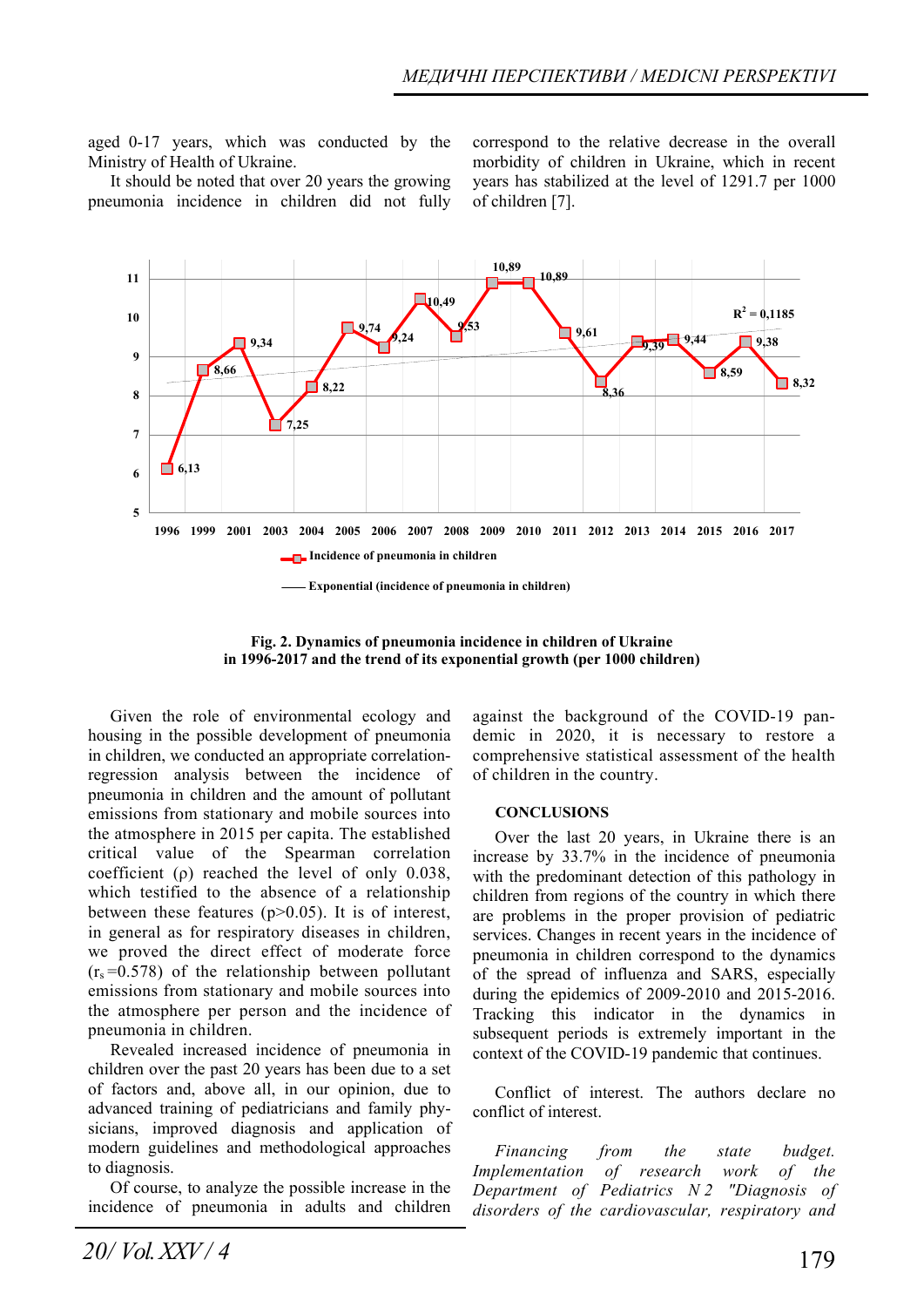aged 0-17 years, which was conducted by the Ministry of Health of Ukraine.

It should be noted that over 20 years the growing pneumonia incidence in children did not fully correspond to the relative decrease in the overall morbidity of children in Ukraine, which in recent years has stabilized at the level of 1291.7 per 1000 of children [7].

**Fig. 2. Dynamics of pneumonia incidence in children of Ukraine in 1996-2017 and the trend of its exponential growth (per 1000 children)**

Given the role of environmental ecology and housing in the possible development of pneumonia in children, we conducted an appropriate correlation-regression analysis between the incidence of pneumonia in children and the amount of pollutant emissions from stationary and mobile sources into the atmosphere in 2015 per capita. The established critical value of the Spearman correlation coefficient (ρ) reached the level of only 0.038, which testified to the absence of a relationship between these features ($p>0.05$). It is of interest, in general as for respiratory diseases in children, we proved the direct effect of moderate force ($r_s=0.578$) of the relationship between pollutant emissions from stationary and mobile sources into the atmosphere per person and the incidence of pneumonia in children.

Revealed increased incidence of pneumonia in children over the past 20 years has been due to a set of factors and, above all, in our opinion, due to advanced training of pediatricians and family physicians, improved diagnosis and application of modern guidelines and methodological approaches to diagnosis.

Of course, to analyze the possible increase in the incidence of pneumonia in adults and children against the background of the COVID-19 pandemic in 2020, it is necessary to restore a comprehensive statistical assessment of the health of children in the country.

## CONCLUSIONS

Over the last 20 years, in Ukraine there is an increase by 33.7% in the incidence of pneumonia with the predominant detection of this pathology in children from regions of the country in which there are problems in the proper provision of pediatric services. Changes in recent years in the incidence of pneumonia in children correspond to the dynamics of the spread of influenza and SARS, especially during the epidemics of 2009-2010 and 2015-2016. Tracking this indicator in the dynamics in subsequent periods is extremely important in the context of the COVID-19 pandemic that continues.

Conflict of interest. The authors declare no conflict of interest.

*Financing from the state budget. Implementation of research work of the Department of Pediatrics N 2 "Diagnosis of disorders of the cardiovascular, respiratory and*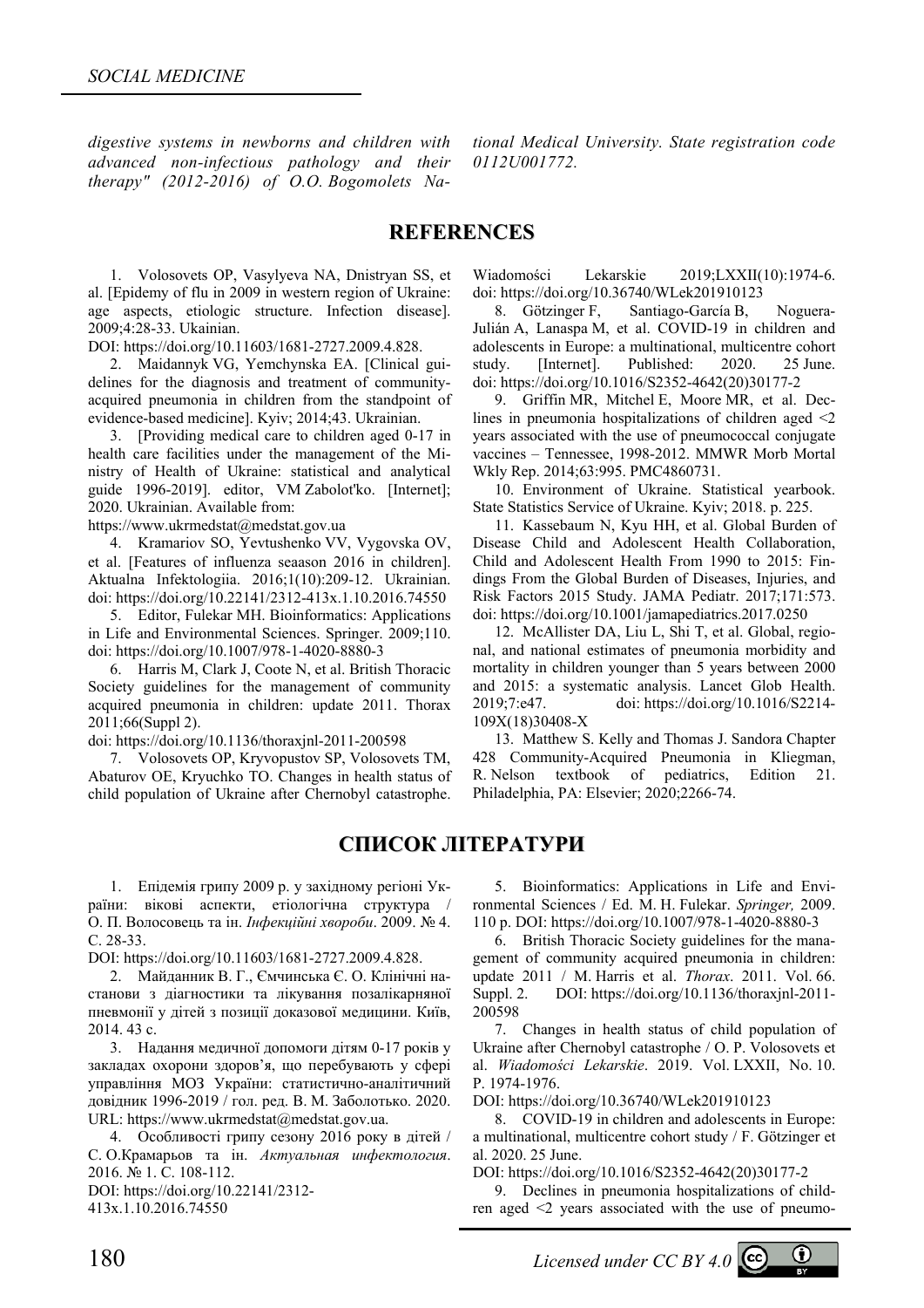*digestive systems in newborns and children with advanced non-infectious pathology and their therapy" (2012-2016) of O.O. Bogomolets National Medical University. State registration code 0112U001772.*

## REFERENCES

1. Volosovets OP, Vasylyeva NA, Dnistryan SS, et al. [Epidemy of flu in 2009 in western region of Ukraine: age aspects, etiologic structure. Infection disease]. 2009;4:28-33. Ukainian.
DOI: https://doi.org/10.11603/1681-2727.2009.4.828.

2. Maidannyk VG, Yemchynska EA. [Clinical guidelines for the diagnosis and treatment of community-acquired pneumonia in children from the standpoint of evidence-based medicine]. Kyiv; 2014;43. Ukrainian.

3. [Providing medical care to children aged 0-17 in health care facilities under the management of the Ministry of Health of Ukraine: statistical and analytical guide 1996-2019]. editor, VM Zabolot'ko. [Internet]; 2020. Ukrainian. Available from:
https://www.ukrmedstat@medstat.gov.ua

4. Kramariov SO, Yevtushenko VV, Vygovska OV, et al. [Features of influenza seaason 2016 in children]. Aktualna Infektologiia. 2016;1(10):209-12. Ukrainian. doi: https://doi.org/10.22141/2312-413x.1.10.2016.74550

5. Editor, Fulekar MH. Bioinformatics: Applications in Life and Environmental Sciences. Springer. 2009;110. doi: https://doi.org/10.1007/978-1-4020-8880-3

6. Harris M, Clark J, Coote N, et al. British Thoracic Society guidelines for the management of community acquired pneumonia in children: update 2011. Thorax 2011;66(Suppl 2).
doi: https://doi.org/10.1136/thoraxjnl-2011-200598

7. Volosovets OP, Kryvopustov SP, Volosovets TM, Abaturov OE, Kryuchko TO. Changes in health status of child population of Ukraine after Chernobyl catastrophe. Wiadomości Lekarskie 2019;LXXII(10):1974-6. doi: https://doi.org/10.36740/WLek201910123

8. Götzinger F, Santiago-García B, Noguera-Julián A, Lanaspa M, et al. COVID-19 in children and adolescents in Europe: a multinational, multicentre cohort study. [Internet]. Published: 2020. 25 June. doi: https://doi.org/10.1016/S2352-4642(20)30177-2

9. Griffin MR, Mitchel E, Moore MR, et al. Declines in pneumonia hospitalizations of children aged <2 years associated with the use of pneumococcal conjugate vaccines – Tennessee, 1998-2012. MMWR Morb Mortal Wkly Rep. 2014;63:995. PMC4860731.

10. Environment of Ukraine. Statistical yearbook. State Statistics Service of Ukraine. Kyiv; 2018. p. 225.

11. Kassebaum N, Kyu HH, et al. Global Burden of Disease Child and Adolescent Health Collaboration, Child and Adolescent Health From 1990 to 2015: Findings From the Global Burden of Diseases, Injuries, and Risk Factors 2015 Study. JAMA Pediatr. 2017;171:573. doi: https://doi.org/10.1001/jamapediatrics.2017.0250

12. McAllister DA, Liu L, Shi T, et al. Global, regional, and national estimates of pneumonia morbidity and mortality in children younger than 5 years between 2000 and 2015: a systematic analysis. Lancet Glob Health. 2019;7:e47. doi: https://doi.org/10.1016/S2214-109X(18)30408-X

13. Matthew S. Kelly and Thomas J. Sandora Chapter 428 Community-Acquired Pneumonia in Kliegman, R. Nelson textbook of pediatrics, Edition 21. Philadelphia, PA: Elsevier; 2020;2266-74.

## СПИСОК ЛІТЕРАТУРИ

1. Епідемія грипу 2009 р. у західному регіоні України: вікові аспекти, етіологічна структура / О. П. Волосовець та ін. *Інфекційні хвороби*. 2009. № 4. С. 28-33.
DOI: https://doi.org/10.11603/1681-2727.2009.4.828.

2. Майданник В. Г., Ємчинська Є. О. Клінічні настанови з діагностики та лікування позалікарняної пневмонії у дітей з позиції доказової медицини. Київ, 2014. 43 с.

3. Надання медичної допомоги дітям 0-17 років у закладах охорони здоров'я, що перебувають у сфері управління МОЗ України: статистично-аналітичний довідник 1996-2019 / гол. ред. В. М. Заболотько. 2020. URL: https://www.ukrmedstat@medstat.gov.ua.

4. Особливості грипу сезону 2016 року в дітей / С. О.Крамарьов та ін. *Актуальная инфектология*. 2016. № 1. С. 108-112.
DOI: https://doi.org/10.22141/2312-413x.1.10.2016.74550

5. Bioinformatics: Applications in Life and Environmental Sciences / Ed. M. H. Fulekar. *Springer,* 2009. 110 p. DOI: https://doi.org/10.1007/978-1-4020-8880-3

6. British Thoracic Society guidelines for the management of community acquired pneumonia in children: update 2011 / M. Harris et al. *Thorax*. 2011. Vol. 66. Suppl. 2. DOI: https://doi.org/10.1136/thoraxjnl-2011-200598

7. Changes in health status of child population of Ukraine after Chernobyl catastrophe / O. P. Volosovets et al. *Wiadomości Lekarskie*. 2019. Vol. LXXII, No. 10. P. 1974-1976.
DOI: https://doi.org/10.36740/WLek201910123

8. COVID-19 in children and adolescents in Europe: a multinational, multicentre cohort study / F. Götzinger et al. 2020. 25 June.
DOI: https://doi.org/10.1016/S2352-4642(20)30177-2

9. Declines in pneumonia hospitalizations of children aged <2 years associated with the use of pneumo-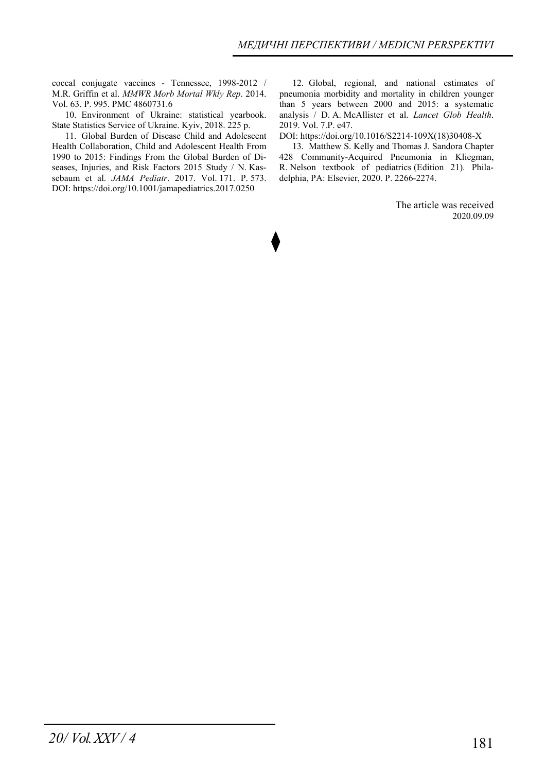coccal conjugate vaccines - Tennessee, 1998-2012 / M.R. Griffin et al. *MMWR Morb Mortal Wkly Rep*. 2014. Vol. 63. P. 995. PMC 4860731.6

10. Environment of Ukraine: statistical yearbook. State Statistics Service of Ukraine. Kyiv, 2018. 225 p.

11. Global Burden of Disease Child and Adolescent Health Collaboration, Child and Adolescent Health From 1990 to 2015: Findings From the Global Burden of Diseases, Injuries, and Risk Factors 2015 Study / N. Kassebaum et al. *JAMA Pediatr*. 2017. Vol. 171. P. 573. DOI: https://doi.org/10.1001/jamapediatrics.2017.0250

12. Global, regional, and national estimates of pneumonia morbidity and mortality in children younger than 5 years between 2000 and 2015: a systematic analysis / D. A. McAllister et al. *Lancet Glob Health*. 2019. Vol. 7.P. e47.
DOI: https://doi.org/10.1016/S2214-109X(18)30408-X

13. Matthew S. Kelly and Thomas J. Sandora Chapter 428 Community-Acquired Pneumonia in Kliegman, R. Nelson textbook of pediatrics (Edition 21). Philadelphia, PA: Elsevier, 2020. P. 2266-2274.

The article was received
2020.09.09